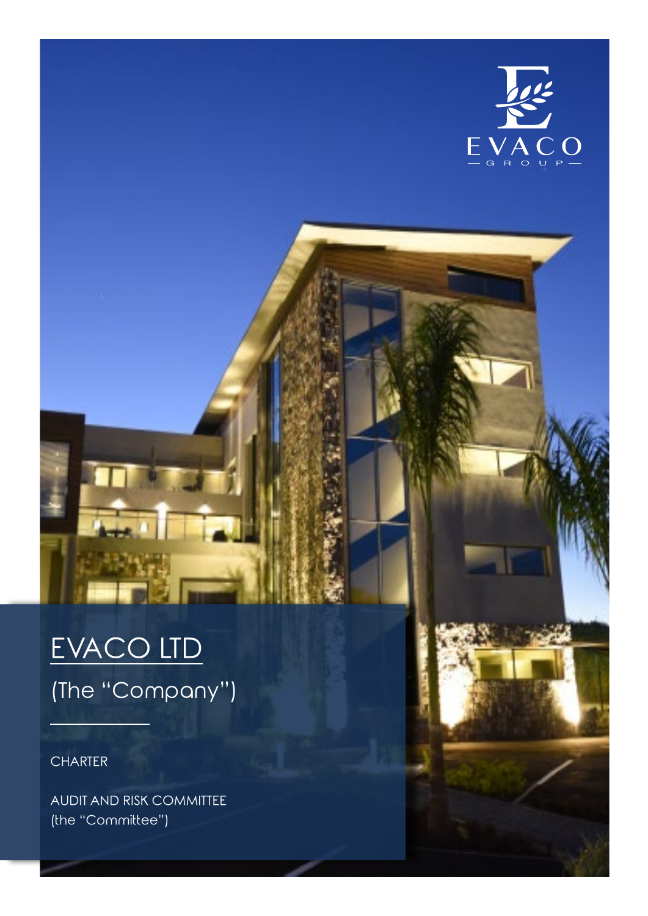# EVACO LTD

(The "Company")

CHARTER

AUDIT AND RISK COMMITTEE
(the "Committee")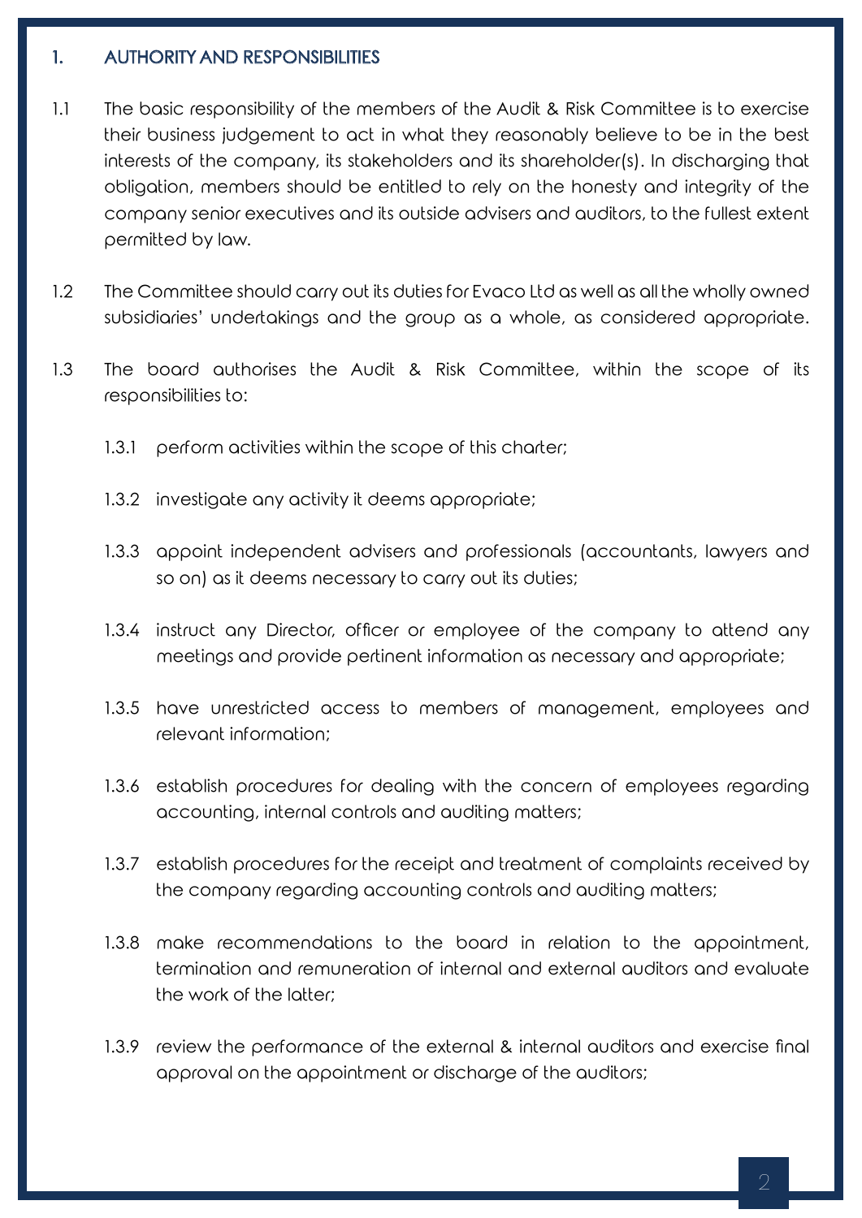## 1. AUTHORITY AND RESPONSIBILITIES

1.1 The basic responsibility of the members of the Audit & Risk Committee is to exercise their business judgement to act in what they reasonably believe to be in the best interests of the company, its stakeholders and its shareholder(s). In discharging that obligation, members should be entitled to rely on the honesty and integrity of the company senior executives and its outside advisers and auditors, to the fullest extent permitted by law.

1.2 The Committee should carry out its duties for Evaco Ltd as well as all the wholly owned subsidiaries' undertakings and the group as a whole, as considered appropriate.

1.3 The board authorises the Audit & Risk Committee, within the scope of its responsibilities to:

1.3.1 perform activities within the scope of this charter;

1.3.2 investigate any activity it deems appropriate;

1.3.3 appoint independent advisers and professionals (accountants, lawyers and so on) as it deems necessary to carry out its duties;

1.3.4 instruct any Director, officer or employee of the company to attend any meetings and provide pertinent information as necessary and appropriate;

1.3.5 have unrestricted access to members of management, employees and relevant information;

1.3.6 establish procedures for dealing with the concern of employees regarding accounting, internal controls and auditing matters;

1.3.7 establish procedures for the receipt and treatment of complaints received by the company regarding accounting controls and auditing matters;

1.3.8 make recommendations to the board in relation to the appointment, termination and remuneration of internal and external auditors and evaluate the work of the latter;

1.3.9 review the performance of the external & internal auditors and exercise final approval on the appointment or discharge of the auditors;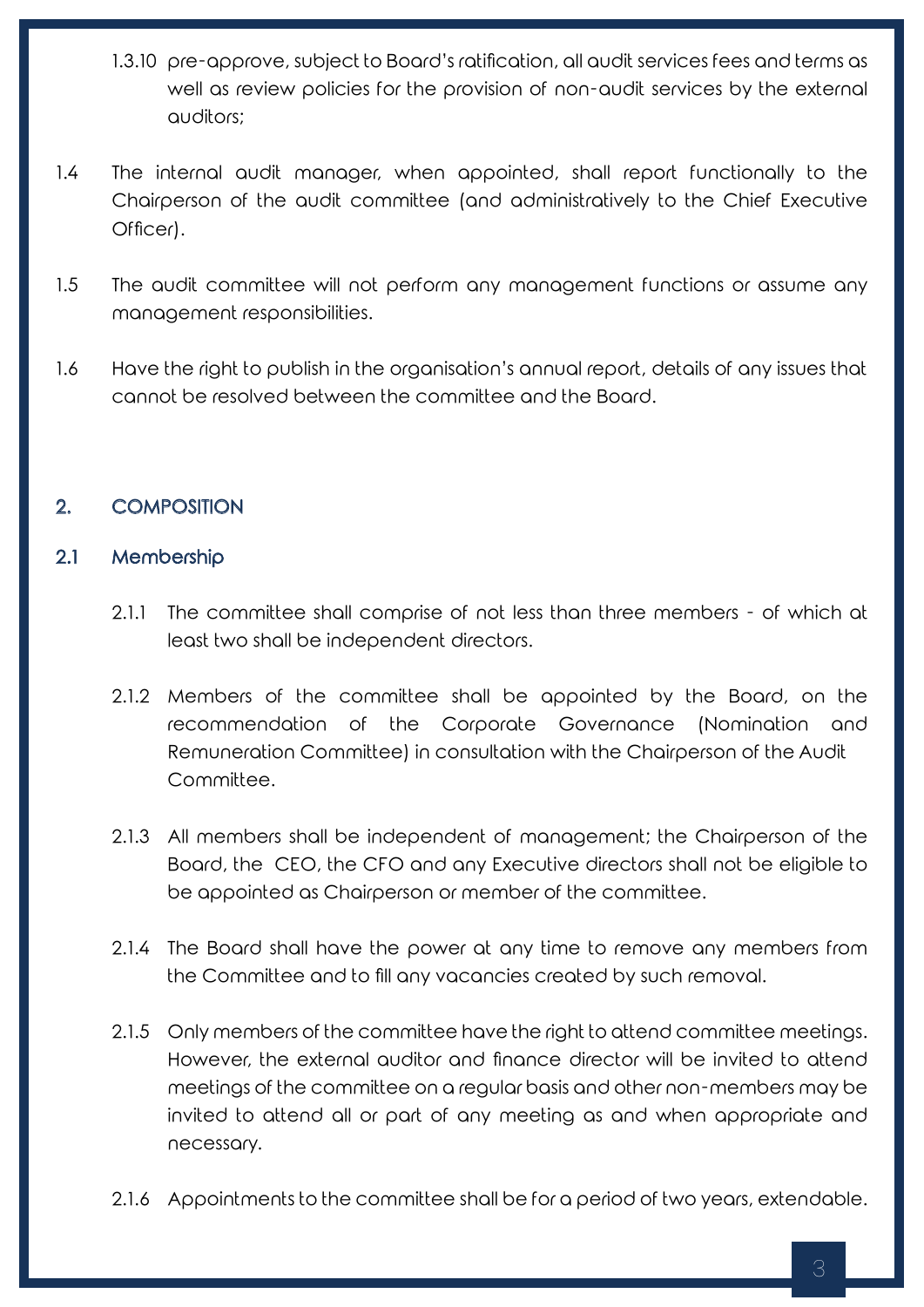1.3.10 pre-approve, subject to Board's ratification, all audit services fees and terms as well as review policies for the provision of non-audit services by the external auditors;

1.4 The internal audit manager, when appointed, shall report functionally to the Chairperson of the audit committee (and administratively to the Chief Executive Officer).

1.5 The audit committee will not perform any management functions or assume any management responsibilities.

1.6 Have the right to publish in the organisation's annual report, details of any issues that cannot be resolved between the committee and the Board.

## 2. COMPOSITION

### 2.1 Membership

2.1.1 The committee shall comprise of not less than three members - of which at least two shall be independent directors.

2.1.2 Members of the committee shall be appointed by the Board, on the recommendation of the Corporate Governance (Nomination and Remuneration Committee) in consultation with the Chairperson of the Audit Committee.

2.1.3 All members shall be independent of management; the Chairperson of the Board, the CEO, the CFO and any Executive directors shall not be eligible to be appointed as Chairperson or member of the committee.

2.1.4 The Board shall have the power at any time to remove any members from the Committee and to fill any vacancies created by such removal.

2.1.5 Only members of the committee have the right to attend committee meetings. However, the external auditor and finance director will be invited to attend meetings of the committee on a regular basis and other non-members may be invited to attend all or part of any meeting as and when appropriate and necessary.

2.1.6 Appointments to the committee shall be for a period of two years, extendable.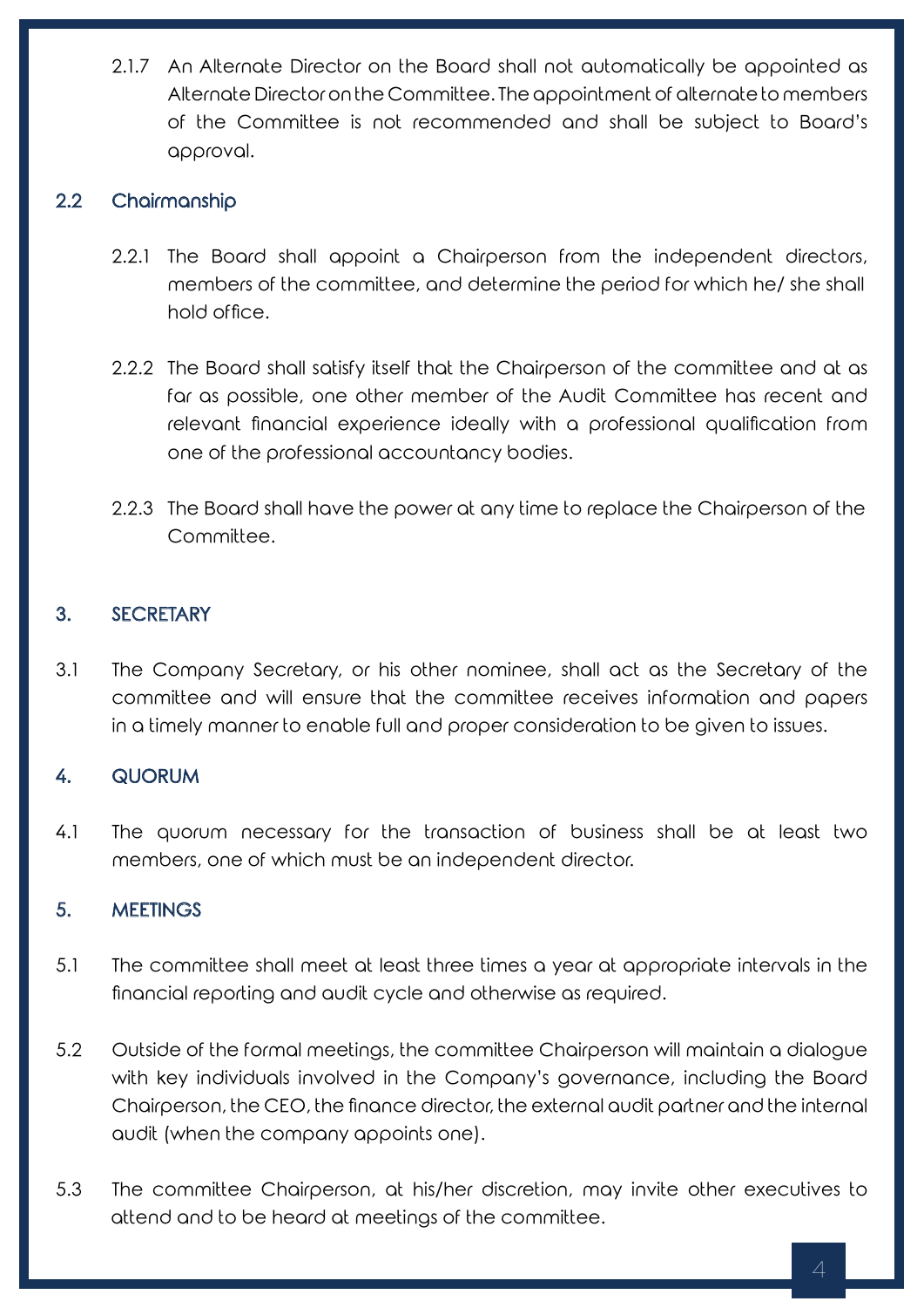2.1.7 An Alternate Director on the Board shall not automatically be appointed as Alternate Director on the Committee. The appointment of alternate to members of the Committee is not recommended and shall be subject to Board's approval.

### 2.2 Chairmanship

2.2.1 The Board shall appoint a Chairperson from the independent directors, members of the committee, and determine the period for which he/ she shall hold office.

2.2.2 The Board shall satisfy itself that the Chairperson of the committee and at as far as possible, one other member of the Audit Committee has recent and relevant financial experience ideally with a professional qualification from one of the professional accountancy bodies.

2.2.3 The Board shall have the power at any time to replace the Chairperson of the Committee.

## 3. SECRETARY

3.1 The Company Secretary, or his other nominee, shall act as the Secretary of the committee and will ensure that the committee receives information and papers in a timely manner to enable full and proper consideration to be given to issues.

## 4. QUORUM

4.1 The quorum necessary for the transaction of business shall be at least two members, one of which must be an independent director.

## 5. MEETINGS

5.1 The committee shall meet at least three times a year at appropriate intervals in the financial reporting and audit cycle and otherwise as required.

5.2 Outside of the formal meetings, the committee Chairperson will maintain a dialogue with key individuals involved in the Company's governance, including the Board Chairperson, the CEO, the finance director, the external audit partner and the internal audit (when the company appoints one).

5.3 The committee Chairperson, at his/her discretion, may invite other executives to attend and to be heard at meetings of the committee.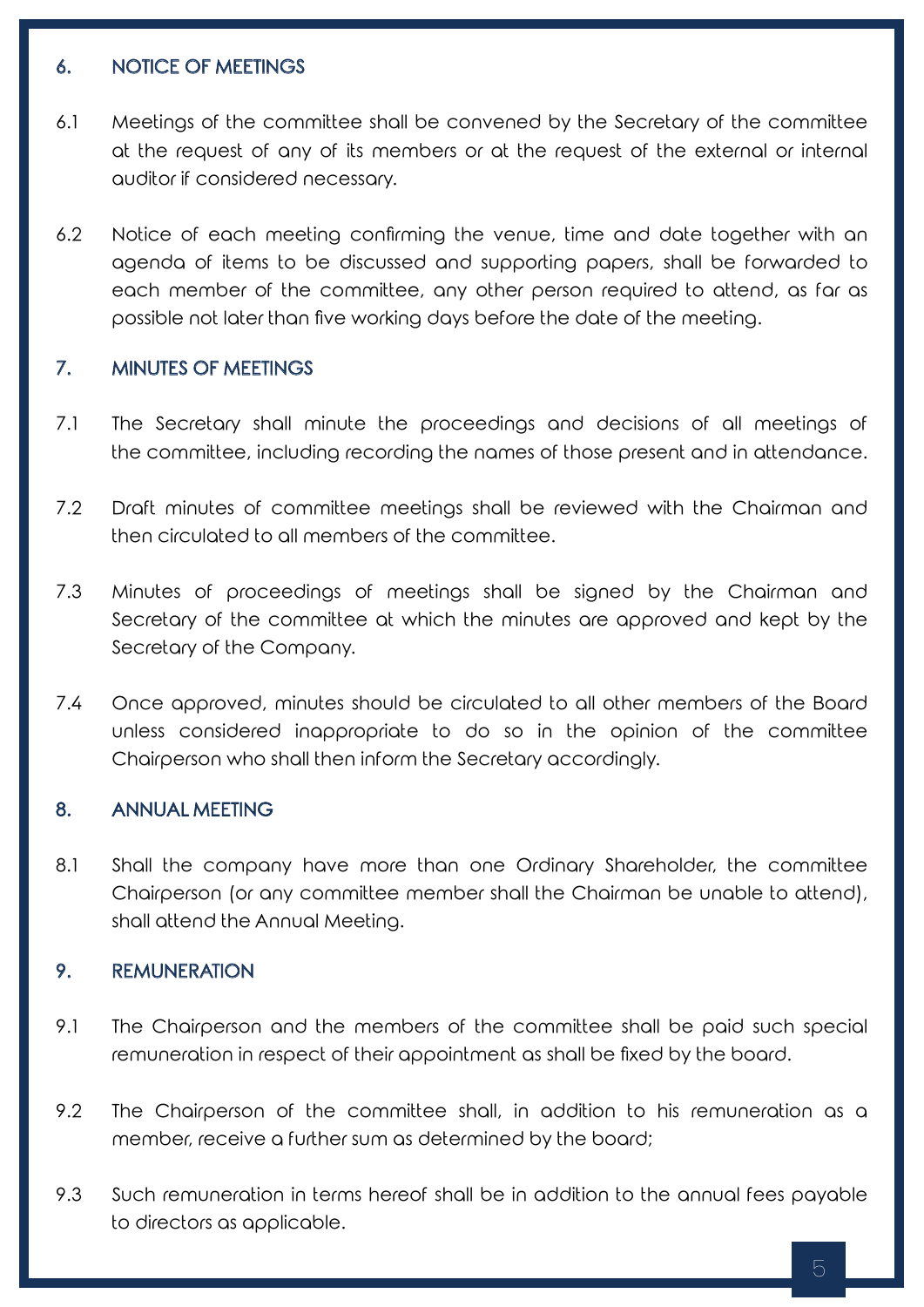## 6. NOTICE OF MEETINGS

6.1 Meetings of the committee shall be convened by the Secretary of the committee at the request of any of its members or at the request of the external or internal auditor if considered necessary.

6.2 Notice of each meeting confirming the venue, time and date together with an agenda of items to be discussed and supporting papers, shall be forwarded to each member of the committee, any other person required to attend, as far as possible not later than five working days before the date of the meeting.

## 7. MINUTES OF MEETINGS

7.1 The Secretary shall minute the proceedings and decisions of all meetings of the committee, including recording the names of those present and in attendance.

7.2 Draft minutes of committee meetings shall be reviewed with the Chairman and then circulated to all members of the committee.

7.3 Minutes of proceedings of meetings shall be signed by the Chairman and Secretary of the committee at which the minutes are approved and kept by the Secretary of the Company.

7.4 Once approved, minutes should be circulated to all other members of the Board unless considered inappropriate to do so in the opinion of the committee Chairperson who shall then inform the Secretary accordingly.

## 8. ANNUAL MEETING

8.1 Shall the company have more than one Ordinary Shareholder, the committee Chairperson (or any committee member shall the Chairman be unable to attend), shall attend the Annual Meeting.

## 9. REMUNERATION

9.1 The Chairperson and the members of the committee shall be paid such special remuneration in respect of their appointment as shall be fixed by the board.

9.2 The Chairperson of the committee shall, in addition to his remuneration as a member, receive a further sum as determined by the board;

9.3 Such remuneration in terms hereof shall be in addition to the annual fees payable to directors as applicable.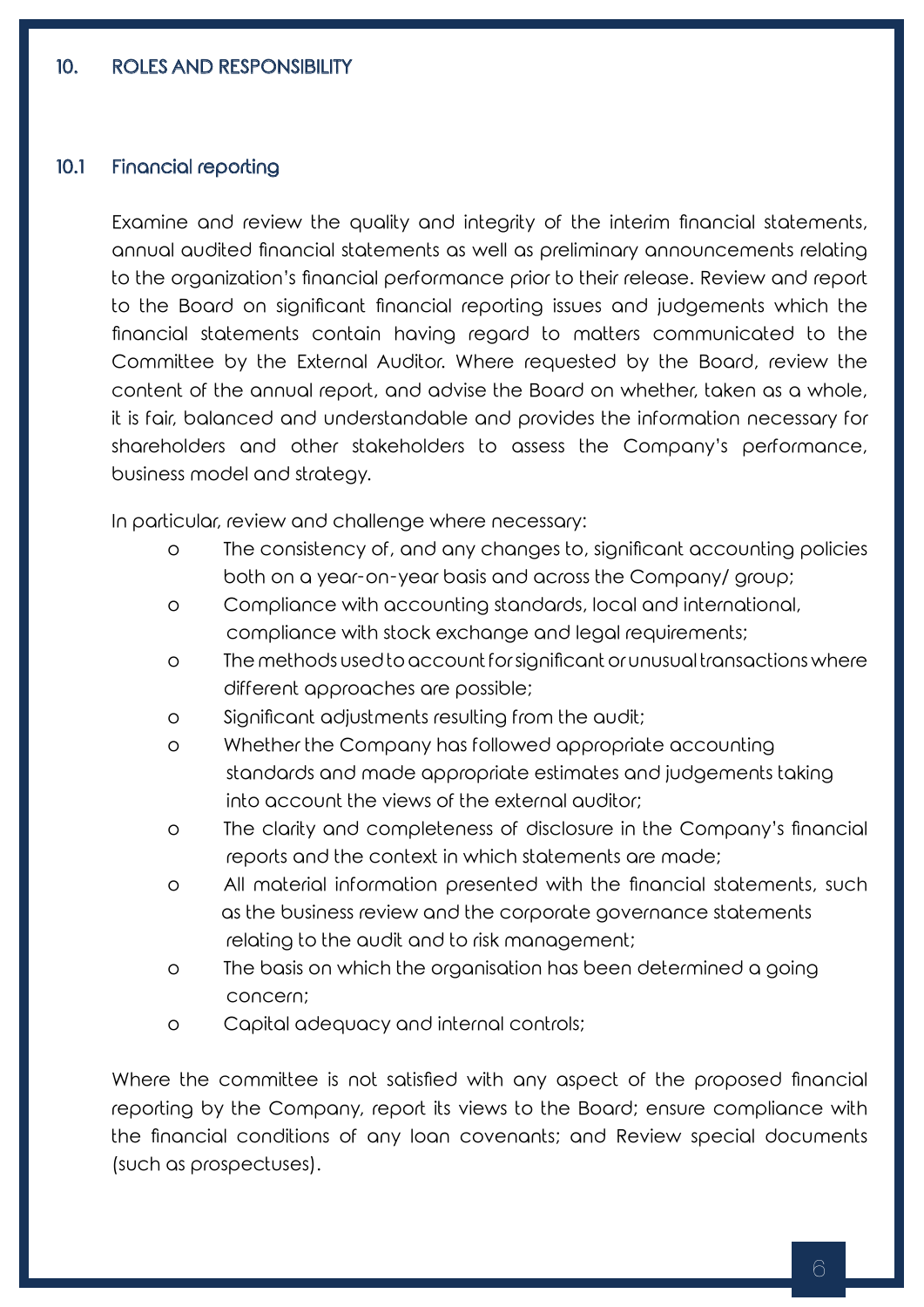## 10. ROLES AND RESPONSIBILITY

### 10.1 Financial reporting

Examine and review the quality and integrity of the interim financial statements, annual audited financial statements as well as preliminary announcements relating to the organization's financial performance prior to their release. Review and report to the Board on significant financial reporting issues and judgements which the financial statements contain having regard to matters communicated to the Committee by the External Auditor. Where requested by the Board, review the content of the annual report, and advise the Board on whether, taken as a whole, it is fair, balanced and understandable and provides the information necessary for shareholders and other stakeholders to assess the Company's performance, business model and strategy.

In particular, review and challenge where necessary:

- The consistency of, and any changes to, significant accounting policies both on a year-on-year basis and across the Company/ group;
- Compliance with accounting standards, local and international, compliance with stock exchange and legal requirements;
- The methods used to account for significant or unusual transactions where different approaches are possible;
- Significant adjustments resulting from the audit;
- Whether the Company has followed appropriate accounting standards and made appropriate estimates and judgements taking into account the views of the external auditor;
- The clarity and completeness of disclosure in the Company's financial reports and the context in which statements are made;
- All material information presented with the financial statements, such as the business review and the corporate governance statements relating to the audit and to risk management;
- The basis on which the organisation has been determined a going concern;
- Capital adequacy and internal controls;

Where the committee is not satisfied with any aspect of the proposed financial reporting by the Company, report its views to the Board; ensure compliance with the financial conditions of any loan covenants; and Review special documents (such as prospectuses).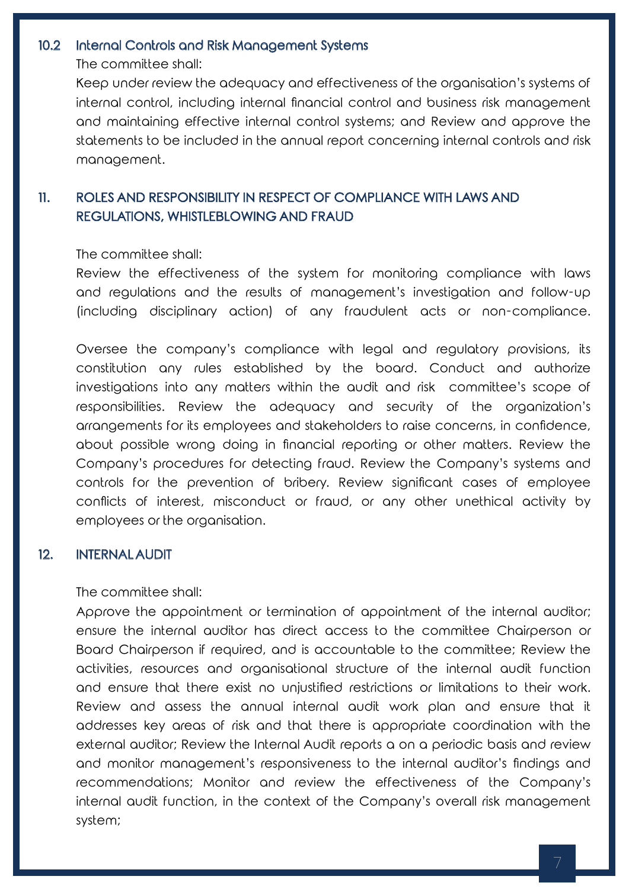### 10.2 Internal Controls and Risk Management Systems

The committee shall:

Keep under review the adequacy and effectiveness of the organisation's systems of internal control, including internal financial control and business risk management and maintaining effective internal control systems; and Review and approve the statements to be included in the annual report concerning internal controls and risk management.

## 11. ROLES AND RESPONSIBILITY IN RESPECT OF COMPLIANCE WITH LAWS AND REGULATIONS, WHISTLEBLOWING AND FRAUD

The committee shall:

Review the effectiveness of the system for monitoring compliance with laws and regulations and the results of management's investigation and follow-up (including disciplinary action) of any fraudulent acts or non-compliance.

Oversee the company's compliance with legal and regulatory provisions, its constitution any rules established by the board. Conduct and authorize investigations into any matters within the audit and risk committee's scope of responsibilities. Review the adequacy and security of the organization's arrangements for its employees and stakeholders to raise concerns, in confidence, about possible wrong doing in financial reporting or other matters. Review the Company's procedures for detecting fraud. Review the Company's systems and controls for the prevention of bribery. Review significant cases of employee conflicts of interest, misconduct or fraud, or any other unethical activity by employees or the organisation.

## 12. INTERNAL AUDIT

The committee shall:

Approve the appointment or termination of appointment of the internal auditor; ensure the internal auditor has direct access to the committee Chairperson or Board Chairperson if required, and is accountable to the committee; Review the activities, resources and organisational structure of the internal audit function and ensure that there exist no unjustified restrictions or limitations to their work. Review and assess the annual internal audit work plan and ensure that it addresses key areas of risk and that there is appropriate coordination with the external auditor; Review the Internal Audit reports a on a periodic basis and review and monitor management's responsiveness to the internal auditor's findings and recommendations; Monitor and review the effectiveness of the Company's internal audit function, in the context of the Company's overall risk management system;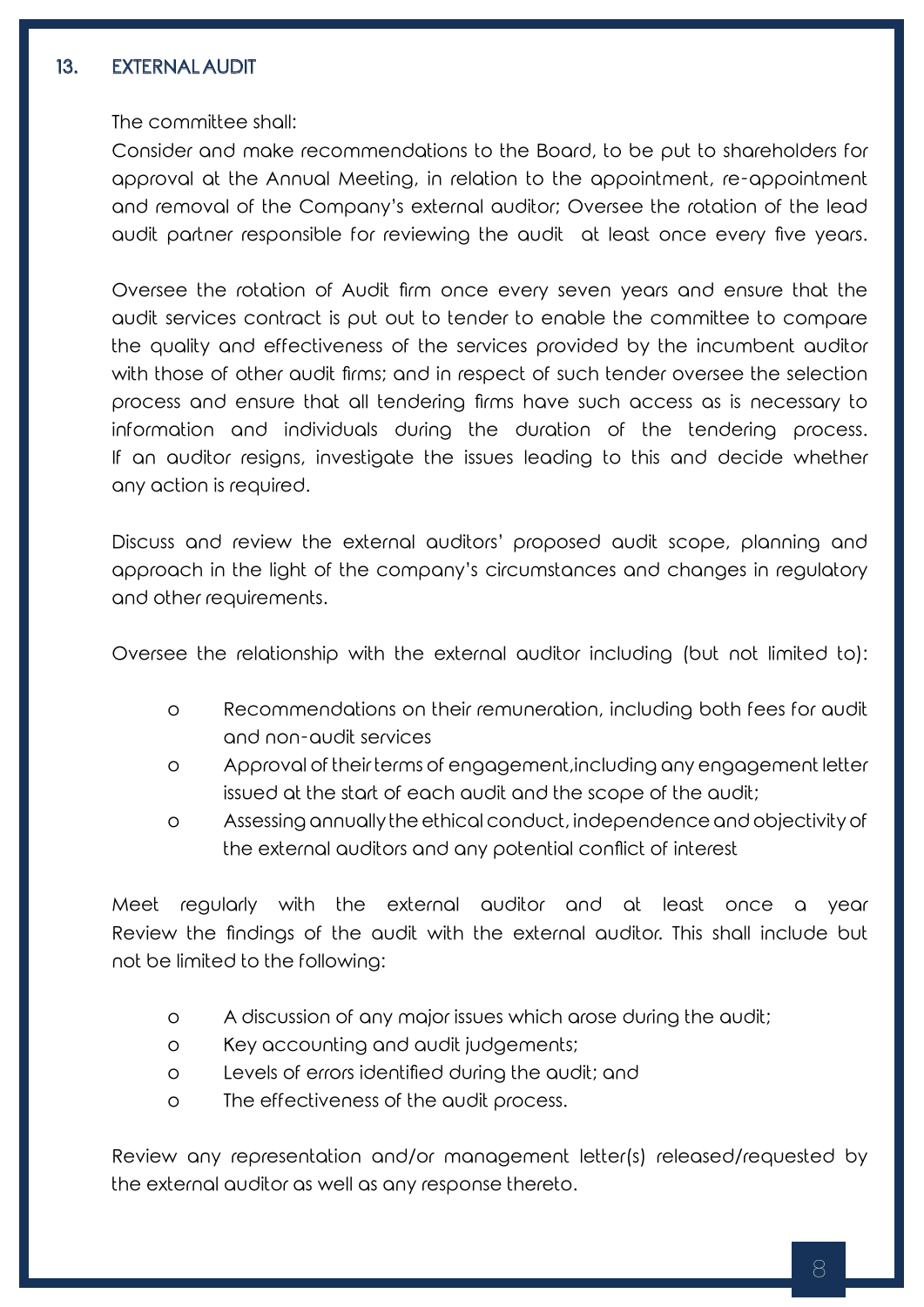## 13. EXTERNAL AUDIT

The committee shall:

Consider and make recommendations to the Board, to be put to shareholders for approval at the Annual Meeting, in relation to the appointment, re-appointment and removal of the Company's external auditor; Oversee the rotation of the lead audit partner responsible for reviewing the audit at least once every five years.

Oversee the rotation of Audit firm once every seven years and ensure that the audit services contract is put out to tender to enable the committee to compare the quality and effectiveness of the services provided by the incumbent auditor with those of other audit firms; and in respect of such tender oversee the selection process and ensure that all tendering firms have such access as is necessary to information and individuals during the duration of the tendering process. If an auditor resigns, investigate the issues leading to this and decide whether any action is required.

Discuss and review the external auditors' proposed audit scope, planning and approach in the light of the company's circumstances and changes in regulatory and other requirements.

Oversee the relationship with the external auditor including (but not limited to):

- Recommendations on their remuneration, including both fees for audit and non-audit services
- Approval of their terms of engagement,including any engagement letter issued at the start of each audit and the scope of the audit;
- Assessing annually the ethical conduct, independence and objectivity of the external auditors and any potential conflict of interest

Meet regularly with the external auditor and at least once a year Review the findings of the audit with the external auditor. This shall include but not be limited to the following:

- A discussion of any major issues which arose during the audit;
- Key accounting and audit judgements;
- Levels of errors identified during the audit; and
- The effectiveness of the audit process.

Review any representation and/or management letter(s) released/requested by the external auditor as well as any response thereto.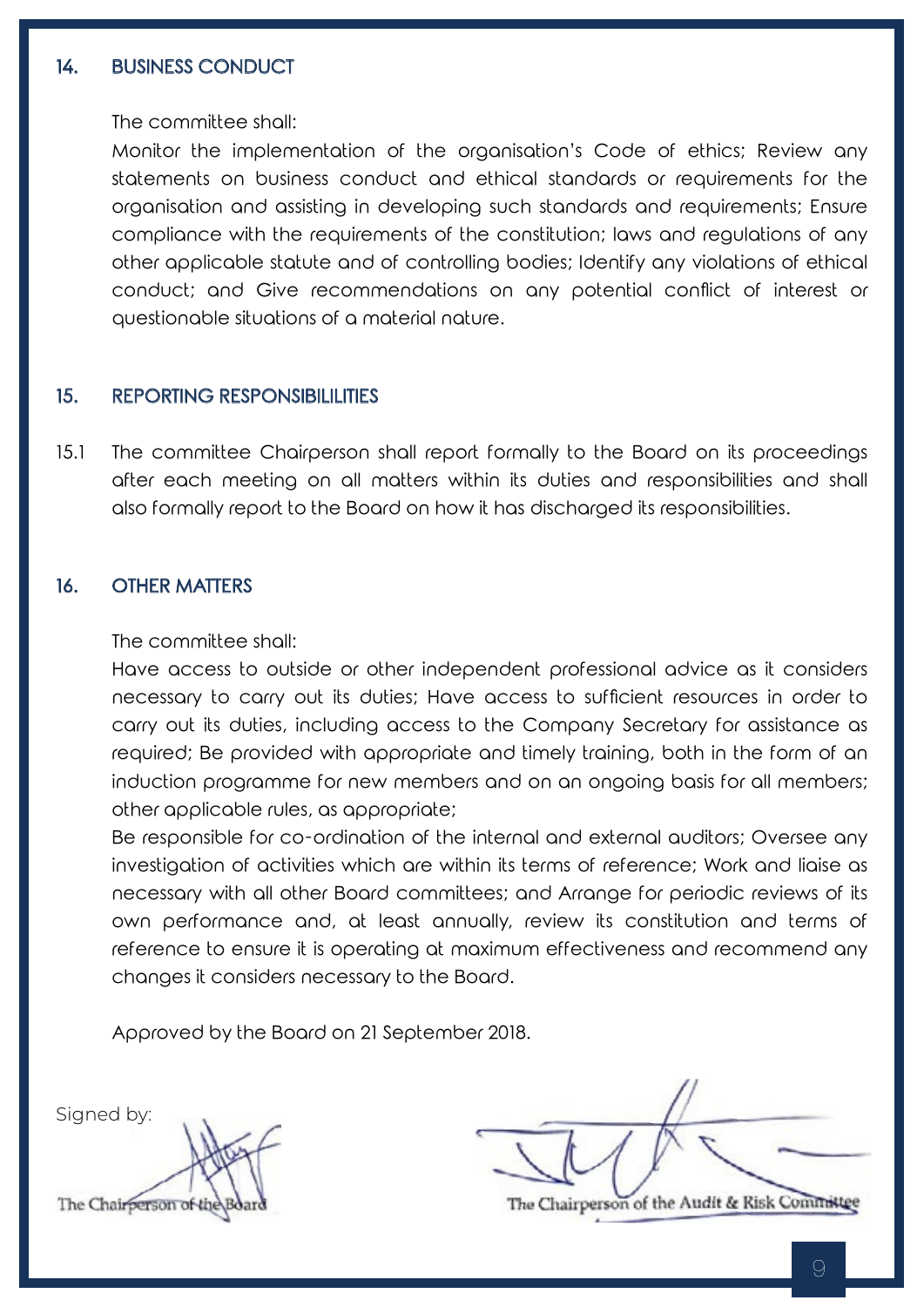## 14. BUSINESS CONDUCT

The committee shall:

Monitor the implementation of the organisation's Code of ethics; Review any statements on business conduct and ethical standards or requirements for the organisation and assisting in developing such standards and requirements; Ensure compliance with the requirements of the constitution; laws and regulations of any other applicable statute and of controlling bodies; Identify any violations of ethical conduct; and Give recommendations on any potential conflict of interest or questionable situations of a material nature.

## 15. REPORTING RESPONSIBILILITIES

15.1 The committee Chairperson shall report formally to the Board on its proceedings after each meeting on all matters within its duties and responsibilities and shall also formally report to the Board on how it has discharged its responsibilities.

## 16. OTHER MATTERS

The committee shall:

Have access to outside or other independent professional advice as it considers necessary to carry out its duties; Have access to sufficient resources in order to carry out its duties, including access to the Company Secretary for assistance as required; Be provided with appropriate and timely training, both in the form of an induction programme for new members and on an ongoing basis for all members; other applicable rules, as appropriate;

Be responsible for co-ordination of the internal and external auditors; Oversee any investigation of activities which are within its terms of reference; Work and liaise as necessary with all other Board committees; and Arrange for periodic reviews of its own performance and, at least annually, review its constitution and terms of reference to ensure it is operating at maximum effectiveness and recommend any changes it considers necessary to the Board.

Approved by the Board on 21 September 2018.

Signed by:

The Chairperson of the Board

The Chairperson of the Audit & Risk Committee